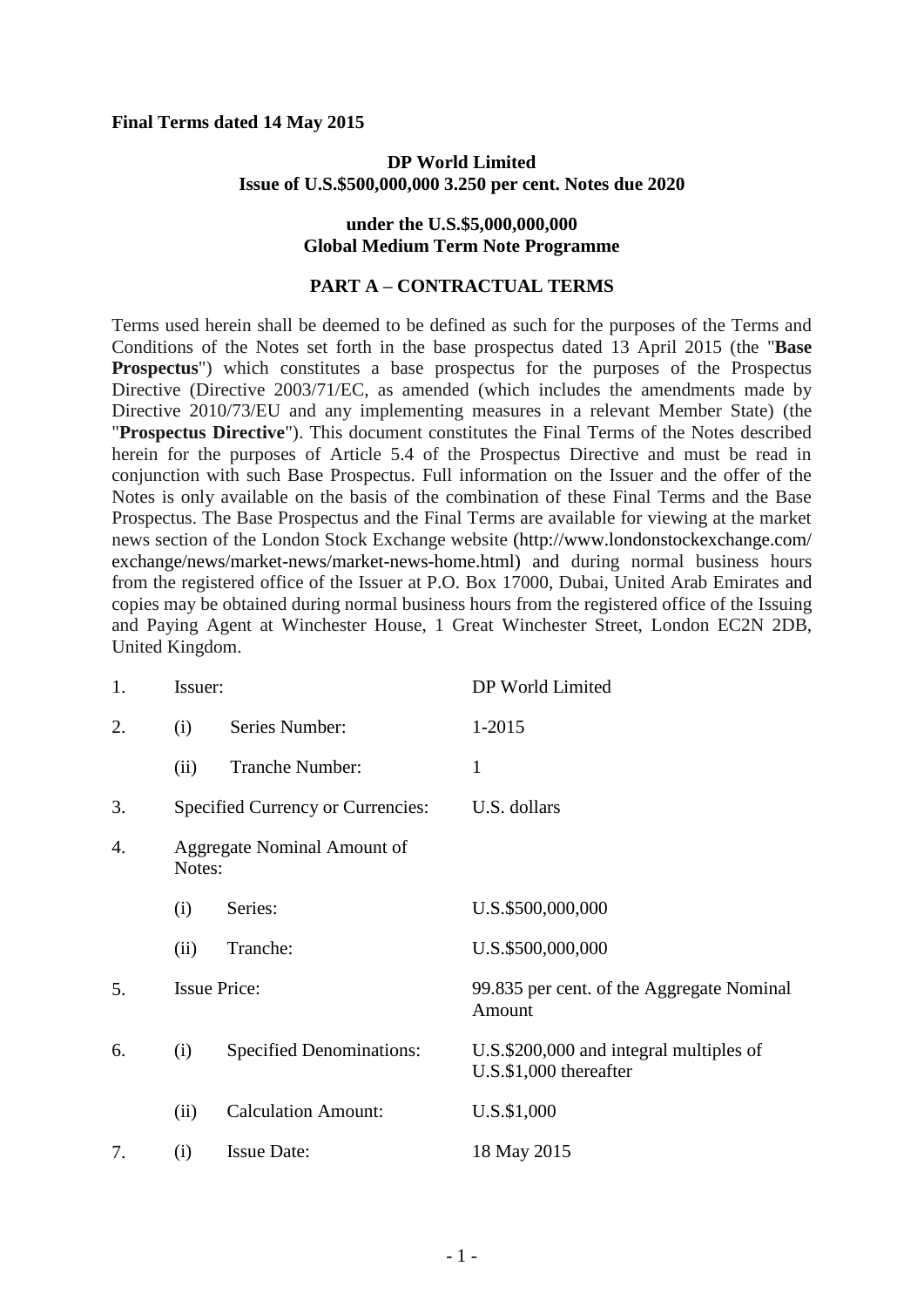**Final Terms dated 14 May 2015**

**DP World Limited**
**Issue of U.S.$500,000,000 3.250 per cent. Notes due 2020**

**under the U.S.$5,000,000,000**
**Global Medium Term Note Programme**

## PART A – CONTRACTUAL TERMS

Terms used herein shall be deemed to be defined as such for the purposes of the Terms and Conditions of the Notes set forth in the base prospectus dated 13 April 2015 (the "**Base Prospectus**") which constitutes a base prospectus for the purposes of the Prospectus Directive (Directive 2003/71/EC, as amended (which includes the amendments made by Directive 2010/73/EU and any implementing measures in a relevant Member State) (the "**Prospectus Directive**"). This document constitutes the Final Terms of the Notes described herein for the purposes of Article 5.4 of the Prospectus Directive and must be read in conjunction with such Base Prospectus. Full information on the Issuer and the offer of the Notes is only available on the basis of the combination of these Final Terms and the Base Prospectus. The Base Prospectus and the Final Terms are available for viewing at the market news section of the London Stock Exchange website (http://www.londonstockexchange.com/exchange/news/market-news/market-news-home.html) and during normal business hours from the registered office of the Issuer at P.O. Box 17000, Dubai, United Arab Emirates and copies may be obtained during normal business hours from the registered office of the Issuing and Paying Agent at Winchester House, 1 Great Winchester Street, London EC2N 2DB, United Kingdom.

| | | | |
|---|---|---|---|
| 1. | Issuer: | | DP World Limited |
| 2. | (i) | Series Number: | 1-2015 |
| | (ii) | Tranche Number: | 1 |
| 3. | Specified Currency or Currencies: | | U.S. dollars |
| 4. | Aggregate Nominal Amount of Notes: | | |
| | (i) | Series: | U.S.$500,000,000 |
| | (ii) | Tranche: | U.S.$500,000,000 |
| 5. | Issue Price: | | 99.835 per cent. of the Aggregate Nominal Amount |
| 6. | (i) | Specified Denominations: | U.S.$200,000 and integral multiples of U.S.$1,000 thereafter |
| | (ii) | Calculation Amount: | U.S.$1,000 |
| 7. | (i) | Issue Date: | 18 May 2015 |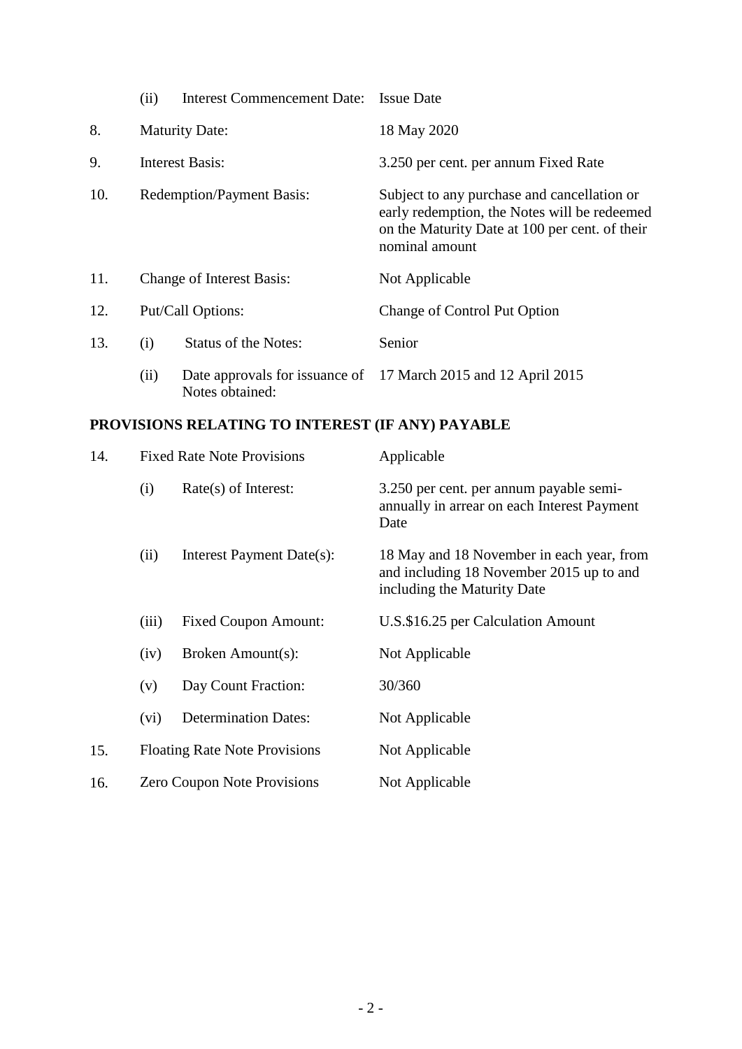| | | | |
|---|---|---|---|
| | (ii) | Interest Commencement Date: | Issue Date |
| 8. | Maturity Date: | | 18 May 2020 |
| 9. | Interest Basis: | | 3.250 per cent. per annum Fixed Rate |
| 10. | Redemption/Payment Basis: | | Subject to any purchase and cancellation or early redemption, the Notes will be redeemed on the Maturity Date at 100 per cent. of their nominal amount |
| 11. | Change of Interest Basis: | | Not Applicable |
| 12. | Put/Call Options: | | Change of Control Put Option |
| 13. | (i) | Status of the Notes: | Senior |
| | (ii) | Date approvals for issuance of Notes obtained: | 17 March 2015 and 12 April 2015 |

## PROVISIONS RELATING TO INTEREST (IF ANY) PAYABLE

| | | | |
|---|---|---|---|
| 14. | Fixed Rate Note Provisions | | Applicable |
| | (i) | Rate(s) of Interest: | 3.250 per cent. per annum payable semi-annually in arrear on each Interest Payment Date |
| | (ii) | Interest Payment Date(s): | 18 May and 18 November in each year, from and including 18 November 2015 up to and including the Maturity Date |
| | (iii) | Fixed Coupon Amount: | U.S.$16.25 per Calculation Amount |
| | (iv) | Broken Amount(s): | Not Applicable |
| | (v) | Day Count Fraction: | 30/360 |
| | (vi) | Determination Dates: | Not Applicable |
| 15. | Floating Rate Note Provisions | | Not Applicable |
| 16. | Zero Coupon Note Provisions | | Not Applicable |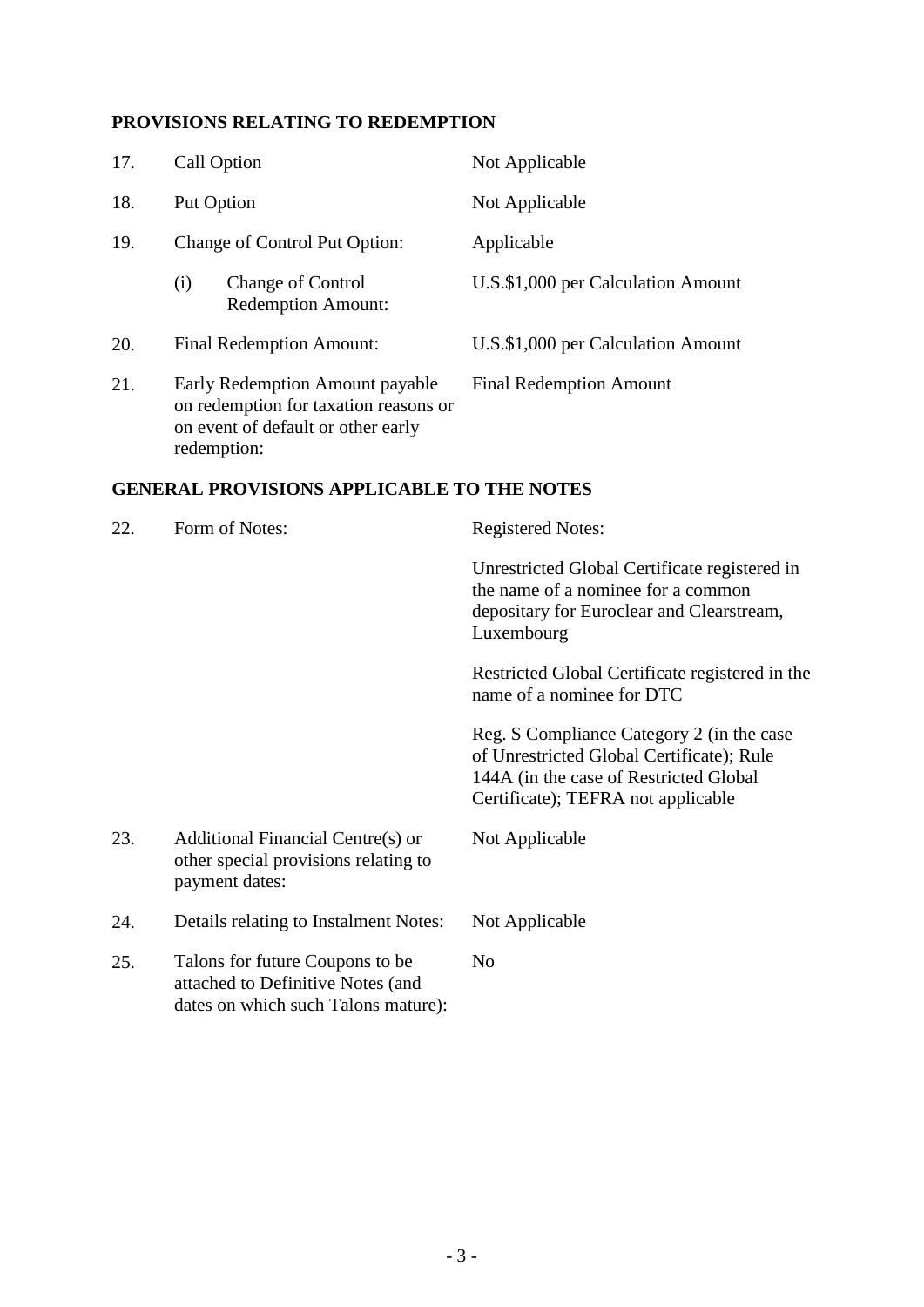## PROVISIONS RELATING TO REDEMPTION

| | | |
|---|---|---|
| 17. | Call Option | Not Applicable |
| 18. | Put Option | Not Applicable |
| 19. | Change of Control Put Option: | Applicable |
| | (i) Change of Control Redemption Amount: | U.S.$1,000 per Calculation Amount |
| 20. | Final Redemption Amount: | U.S.$1,000 per Calculation Amount |
| 21. | Early Redemption Amount payable on redemption for taxation reasons or on event of default or other early redemption: | Final Redemption Amount |

## GENERAL PROVISIONS APPLICABLE TO THE NOTES

| | | |
|---|---|---|
| 22. | Form of Notes: | Registered Notes:<br><br>Unrestricted Global Certificate registered in the name of a nominee for a common depositary for Euroclear and Clearstream, Luxembourg<br><br>Restricted Global Certificate registered in the name of a nominee for DTC<br><br>Reg. S Compliance Category 2 (in the case of Unrestricted Global Certificate); Rule 144A (in the case of Restricted Global Certificate); TEFRA not applicable |
| 23. | Additional Financial Centre(s) or other special provisions relating to payment dates: | Not Applicable |
| 24. | Details relating to Instalment Notes: | Not Applicable |
| 25. | Talons for future Coupons to be attached to Definitive Notes (and dates on which such Talons mature): | No |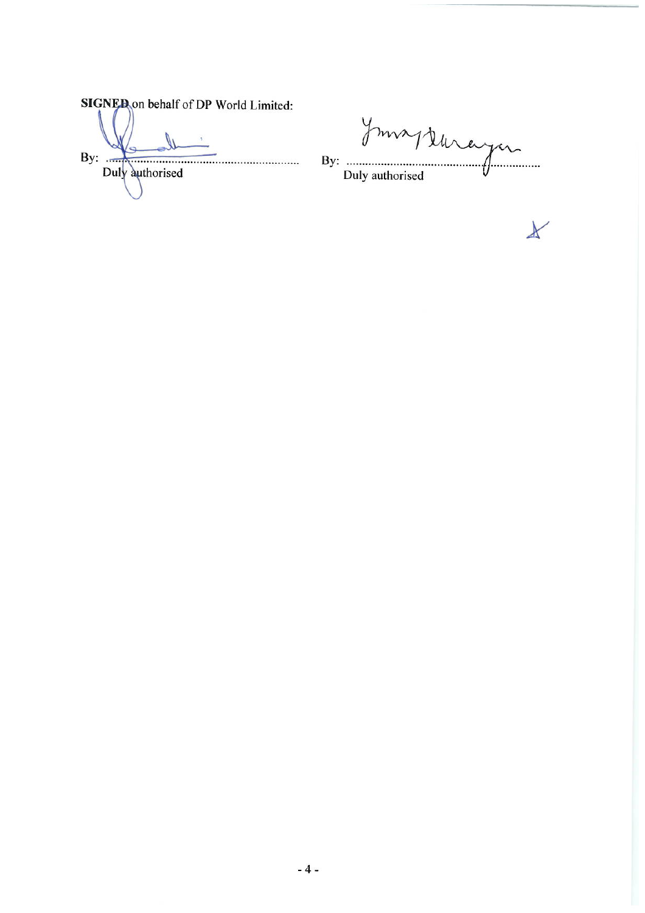**SIGNED** on behalf of DP World Limited:

By: ..................................................................
Duly authorised

By: ..................................................................
Duly authorised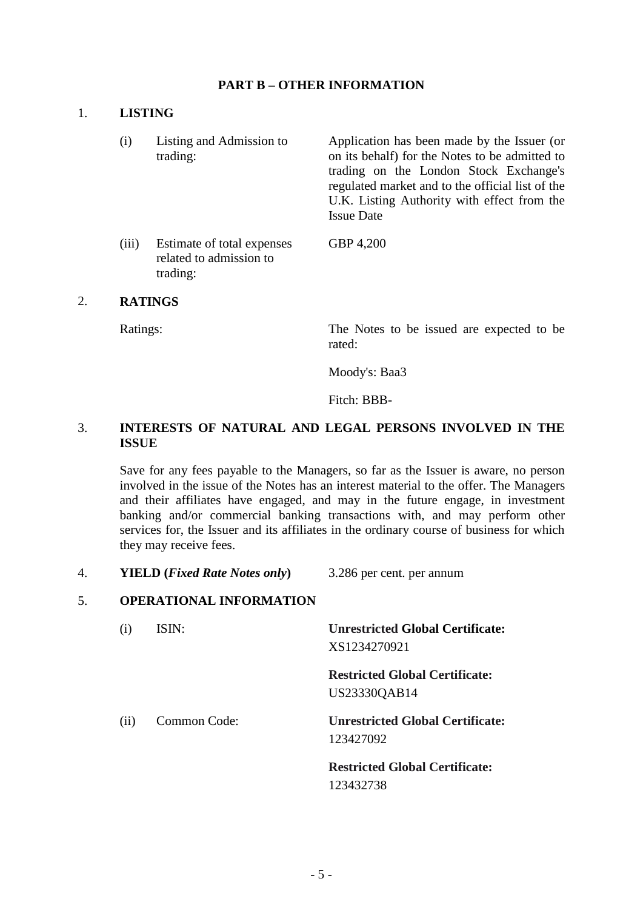## PART B – OTHER INFORMATION

### 1. LISTING

| | | |
|---|---|---|
| (i) | Listing and Admission to trading: | Application has been made by the Issuer (or on its behalf) for the Notes to be admitted to trading on the London Stock Exchange's regulated market and to the official list of the U.K. Listing Authority with effect from the Issue Date |
| (iii) | Estimate of total expenses related to admission to trading: | GBP 4,200 |

### 2. RATINGS

Ratings: The Notes to be issued are expected to be rated:

Moody's: Baa3

Fitch: BBB-

### 3. INTERESTS OF NATURAL AND LEGAL PERSONS INVOLVED IN THE ISSUE

Save for any fees payable to the Managers, so far as the Issuer is aware, no person involved in the issue of the Notes has an interest material to the offer. The Managers and their affiliates have engaged, and may in the future engage, in investment banking and/or commercial banking transactions with, and may perform other services for, the Issuer and its affiliates in the ordinary course of business for which they may receive fees.

### 4. YIELD (*Fixed Rate Notes only*)

3.286 per cent. per annum

### 5. OPERATIONAL INFORMATION

| | | |
|---|---|---|
| (i) | ISIN: | **Unrestricted Global Certificate:** XS1234270921<br>**Restricted Global Certificate:** US23330QAB14 |
| (ii) | Common Code: | **Unrestricted Global Certificate:** 123427092<br>**Restricted Global Certificate:** 123432738 |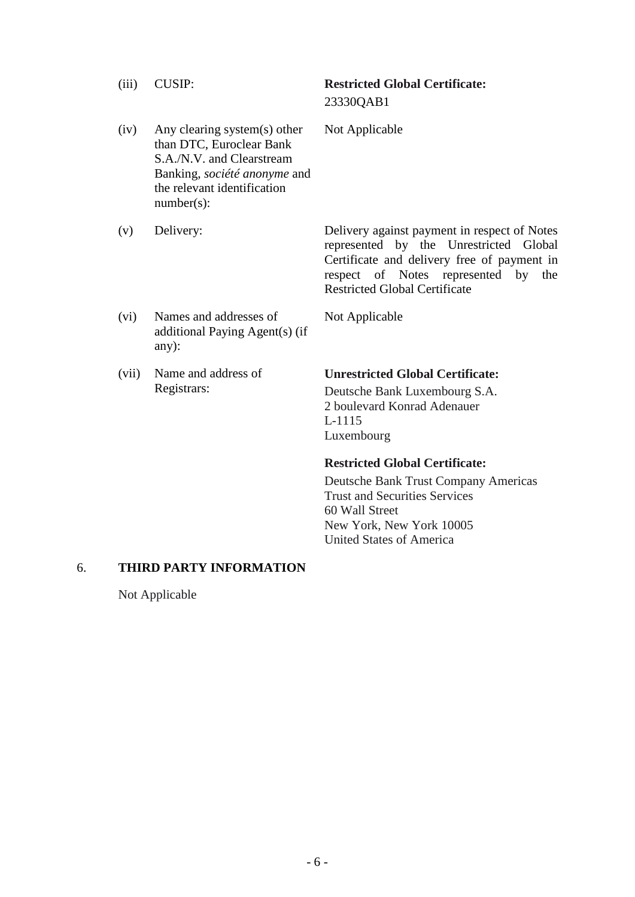| | | |
|---|---|---|
| (iii) | CUSIP: | **Restricted Global Certificate:** 23330QAB1 |
| (iv) | Any clearing system(s) other than DTC, Euroclear Bank S.A./N.V. and Clearstream Banking, *société anonyme* and the relevant identification number(s): | Not Applicable |
| (v) | Delivery: | Delivery against payment in respect of Notes represented by the Unrestricted Global Certificate and delivery free of payment in respect of Notes represented by the Restricted Global Certificate |
| (vi) | Names and addresses of additional Paying Agent(s) (if any): | Not Applicable |
| (vii) | Name and address of Registrars: | **Unrestricted Global Certificate:** Deutsche Bank Luxembourg S.A. 2 boulevard Konrad Adenauer L-1115 Luxembourg **Restricted Global Certificate:** Deutsche Bank Trust Company Americas Trust and Securities Services 60 Wall Street New York, New York 10005 United States of America |

## 6. THIRD PARTY INFORMATION

Not Applicable